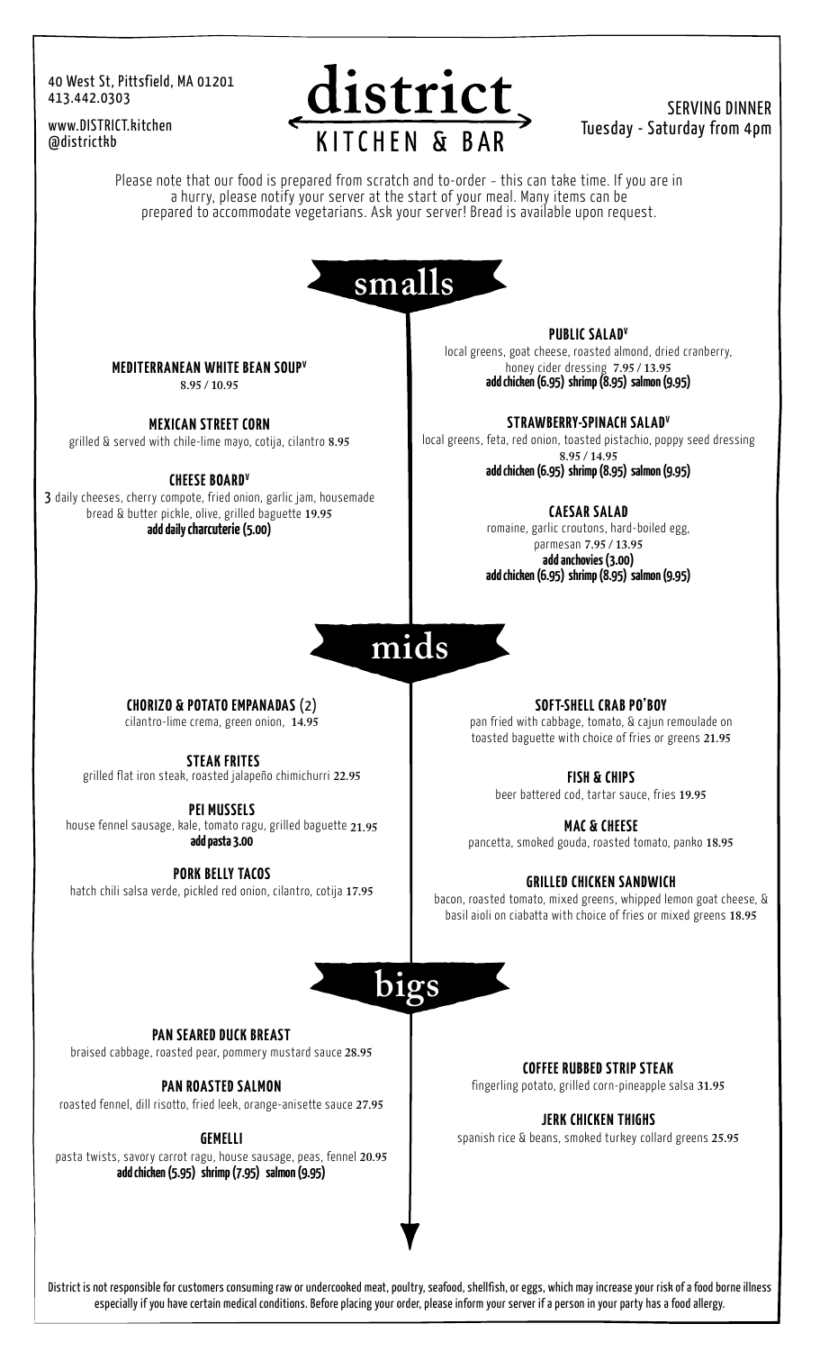40 West St, Pittsfield, MA 01201
413.442.0303

www.DISTRICT.kitchen
@districtkb

# district
## KITCHEN & BAR

SERVING DINNER
Tuesday - Saturday from 4pm

Please note that our food is prepared from scratch and to-order - this can take time. If you are in a hurry, please notify your server at the start of your meal. Many items can be prepared to accommodate vegetarians. Ask your server! Bread is available upon request.

## smalls

**MEDITERRANEAN WHITE BEAN SOUP[V]**
8.95 / 10.95

**MEXICAN STREET CORN**
grilled & served with chile-lime mayo, cotija, cilantro 8.95

**CHEESE BOARD[V]**
3 daily cheeses, cherry compote, fried onion, garlic jam, housemade bread & butter pickle, olive, grilled baguette 19.95
**add daily charcuterie (5.00)**

**PUBLIC SALAD[V]**
local greens, goat cheese, roasted almond, dried cranberry, honey cider dressing 7.95 / 13.95
**add chicken (6.95) shrimp (8.95) salmon (9.95)**

**STRAWBERRY-SPINACH SALAD[V]**
local greens, feta, red onion, toasted pistachio, poppy seed dressing
8.95 / 14.95
**add chicken (6.95) shrimp (8.95) salmon (9.95)**

**CAESAR SALAD**
romaine, garlic croutons, hard-boiled egg, parmesan 7.95 / 13.95
**add anchovies (3.00)**
**add chicken (6.95) shrimp (8.95) salmon (9.95)**

## mids

**CHORIZO & POTATO EMPANADAS (2)**
cilantro-lime crema, green onion, 14.95

**STEAK FRITES**
grilled flat iron steak, roasted jalapeño chimichurri 22.95

**PEI MUSSELS**
house fennel sausage, kale, tomato ragu, grilled baguette 21.95
**add pasta 3.00**

**PORK BELLY TACOS**
hatch chili salsa verde, pickled red onion, cilantro, cotija 17.95

**SOFT-SHELL CRAB PO'BOY**
pan fried with cabbage, tomato, & cajun remoulade on toasted baguette with choice of fries or greens 21.95

**FISH & CHIPS**
beer battered cod, tartar sauce, fries 19.95

**MAC & CHEESE**
pancetta, smoked gouda, roasted tomato, panko 18.95

**GRILLED CHICKEN SANDWICH**
bacon, roasted tomato, mixed greens, whipped lemon goat cheese, & basil aioli on ciabatta with choice of fries or mixed greens 18.95

## bigs

**PAN SEARED DUCK BREAST**
braised cabbage, roasted pear, pommery mustard sauce 28.95

**PAN ROASTED SALMON**
roasted fennel, dill risotto, fried leek, orange-anisette sauce 27.95

**GEMELLI**
pasta twists, savory carrot ragu, house sausage, peas, fennel 20.95
**add chicken (5.95) shrimp (7.95) salmon (9.95)**

**COFFEE RUBBED STRIP STEAK**
fingerling potato, grilled corn-pineapple salsa 31.95

**JERK CHICKEN THIGHS**
spanish rice & beans, smoked turkey collard greens 25.95

District is not responsible for customers consuming raw or undercooked meat, poultry, seafood, shellfish, or eggs, which may increase your risk of a food borne illness especially if you have certain medical conditions. Before placing your order, please inform your server if a person in your party has a food allergy.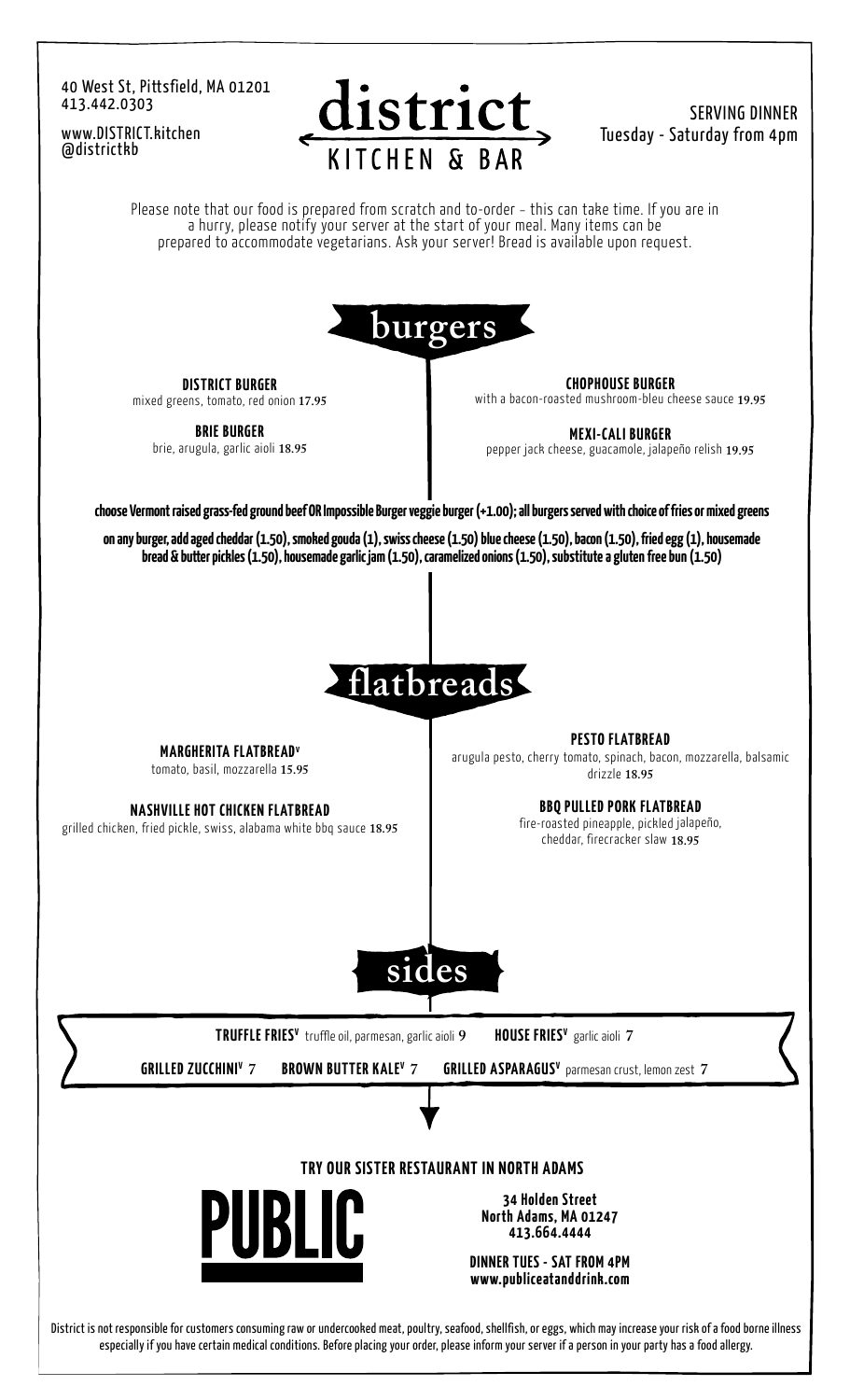40 West St, Pittsfield, MA 01201
413.442.0303

www.DISTRICT.kitchen
@districtkb

# district KITCHEN & BAR

SERVING DINNER
Tuesday - Saturday from 4pm

Please note that our food is prepared from scratch and to-order - this can take time. If you are in a hurry, please notify your server at the start of your meal. Many items can be prepared to accommodate vegetarians. Ask your server! Bread is available upon request.

## burgers

**DISTRICT BURGER**
mixed greens, tomato, red onion 17.95

**BRIE BURGER**
brie, arugula, garlic aioli 18.95

**CHOPHOUSE BURGER**
with a bacon-roasted mushroom-bleu cheese sauce 19.95

**MEXI-CALI BURGER**
pepper jack cheese, guacamole, jalapeño relish 19.95

**choose Vermont raised grass-fed ground beef OR Impossible Burger veggie burger (+1.00); all burgers served with choice of fries or mixed greens**

**on any burger, add aged cheddar (1.50), smoked gouda (1), swiss cheese (1.50) blue cheese (1.50), bacon (1.50), fried egg (1), housemade bread & butter pickles (1.50), housemade garlic jam (1.50), caramelized onions (1.50), substitute a gluten free bun (1.50)**

## flatbreads

**MARGHERITA FLATBREAD**[V]
tomato, basil, mozzarella 15.95

**NASHVILLE HOT CHICKEN FLATBREAD**
grilled chicken, fried pickle, swiss, alabama white bbq sauce 18.95

**PESTO FLATBREAD**
arugula pesto, cherry tomato, spinach, bacon, mozzarella, balsamic drizzle 18.95

**BBQ PULLED PORK FLATBREAD**
fire-roasted pineapple, pickled jalapeño, cheddar, firecracker slaw 18.95

## sides

**TRUFFLE FRIES**[V] truffle oil, parmesan, garlic aioli 9

**HOUSE FRIES**[V] garlic aioli 7

**GRILLED ZUCCHINI**[V] 7

**BROWN BUTTER KALE**[V] 7

**GRILLED ASPARAGUS**[V] parmesan crust, lemon zest 7

**TRY OUR SISTER RESTAURANT IN NORTH ADAMS**

**PUBLIC**

**34 Holden Street**
**North Adams, MA 01247**
**413.664.4444**

**DINNER TUES - SAT FROM 4PM**
**www.publiceatanddrink.com**

District is not responsible for customers consuming raw or undercooked meat, poultry, seafood, shellfish, or eggs, which may increase your risk of a food borne illness especially if you have certain medical conditions. Before placing your order, please inform your server if a person in your party has a food allergy.